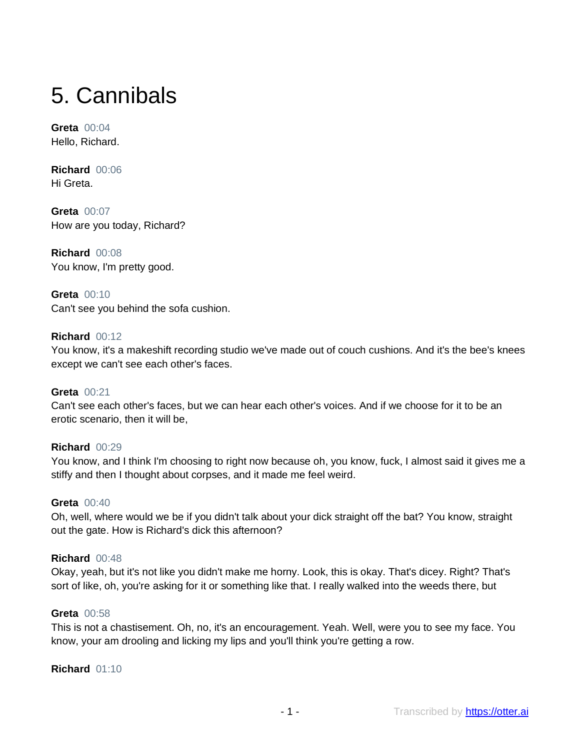# 5. Cannibals

**Greta** 00:04
Hello, Richard.

**Richard** 00:06
Hi Greta.

**Greta** 00:07
How are you today, Richard?

**Richard** 00:08
You know, I'm pretty good.

**Greta** 00:10
Can't see you behind the sofa cushion.

**Richard** 00:12
You know, it's a makeshift recording studio we've made out of couch cushions. And it's the bee's knees except we can't see each other's faces.

**Greta** 00:21
Can't see each other's faces, but we can hear each other's voices. And if we choose for it to be an erotic scenario, then it will be,

**Richard** 00:29
You know, and I think I'm choosing to right now because oh, you know, fuck, I almost said it gives me a stiffy and then I thought about corpses, and it made me feel weird.

**Greta** 00:40
Oh, well, where would we be if you didn't talk about your dick straight off the bat? You know, straight out the gate. How is Richard's dick this afternoon?

**Richard** 00:48
Okay, yeah, but it's not like you didn't make me horny. Look, this is okay. That's dicey. Right? That's sort of like, oh, you're asking for it or something like that. I really walked into the weeds there, but

**Greta** 00:58
This is not a chastisement. Oh, no, it's an encouragement. Yeah. Well, were you to see my face. You know, your am drooling and licking my lips and you'll think you're getting a row.

**Richard** 01:10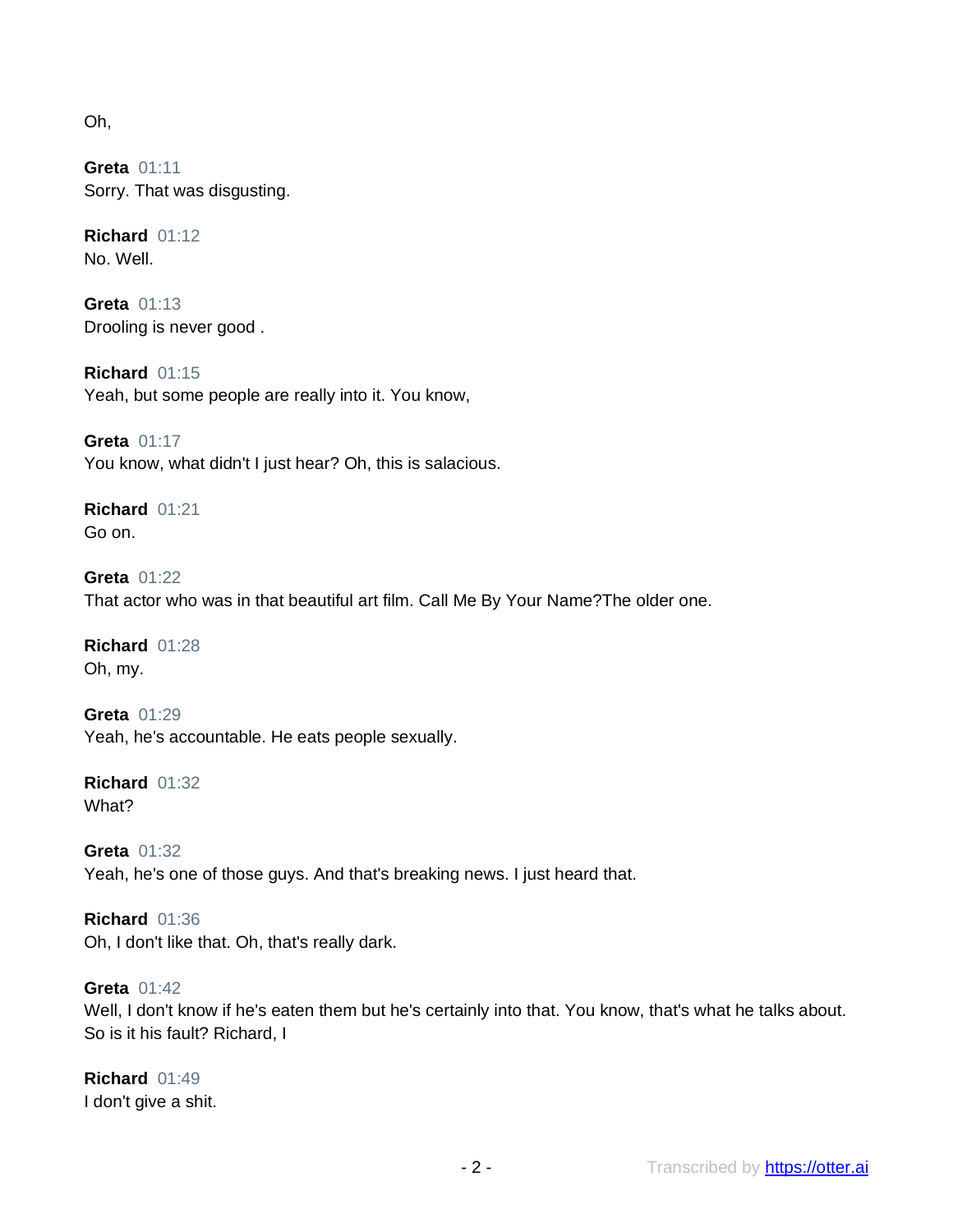Oh,

**Greta** 01:11
Sorry. That was disgusting.

**Richard** 01:12
No. Well.

**Greta** 01:13
Drooling is never good .

**Richard** 01:15
Yeah, but some people are really into it. You know,

**Greta** 01:17
You know, what didn't I just hear? Oh, this is salacious.

**Richard** 01:21
Go on.

**Greta** 01:22
That actor who was in that beautiful art film. Call Me By Your Name?The older one.

**Richard** 01:28
Oh, my.

**Greta** 01:29
Yeah, he's accountable. He eats people sexually.

**Richard** 01:32
What?

**Greta** 01:32
Yeah, he's one of those guys. And that's breaking news. I just heard that.

**Richard** 01:36
Oh, I don't like that. Oh, that's really dark.

**Greta** 01:42
Well, I don't know if he's eaten them but he's certainly into that. You know, that's what he talks about. So is it his fault? Richard, I

**Richard** 01:49
I don't give a shit.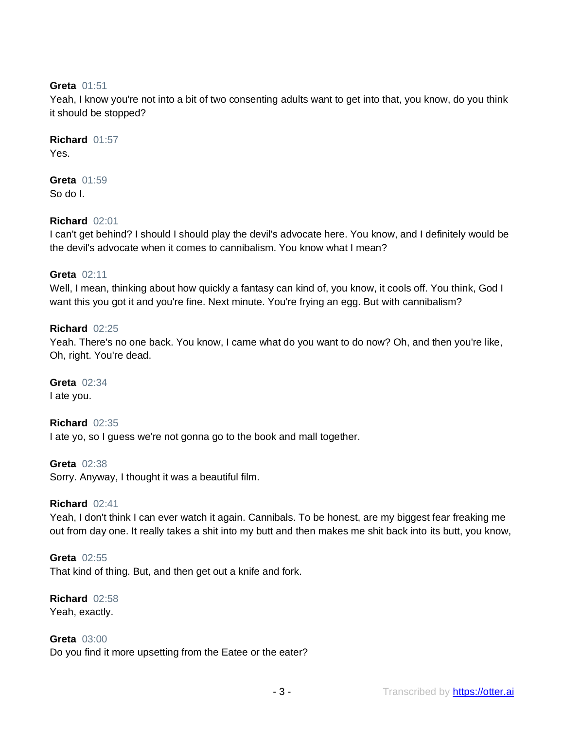**Greta** 01:51
Yeah, I know you're not into a bit of two consenting adults want to get into that, you know, do you think it should be stopped?

**Richard** 01:57
Yes.

**Greta** 01:59
So do I.

**Richard** 02:01
I can't get behind? I should I should play the devil's advocate here. You know, and I definitely would be the devil's advocate when it comes to cannibalism. You know what I mean?

**Greta** 02:11
Well, I mean, thinking about how quickly a fantasy can kind of, you know, it cools off. You think, God I want this you got it and you're fine. Next minute. You're frying an egg. But with cannibalism?

**Richard** 02:25
Yeah. There's no one back. You know, I came what do you want to do now? Oh, and then you're like, Oh, right. You're dead.

**Greta** 02:34
I ate you.

**Richard** 02:35
I ate yo, so I guess we're not gonna go to the book and mall together.

**Greta** 02:38
Sorry. Anyway, I thought it was a beautiful film.

**Richard** 02:41
Yeah, I don't think I can ever watch it again. Cannibals. To be honest, are my biggest fear freaking me out from day one. It really takes a shit into my butt and then makes me shit back into its butt, you know,

**Greta** 02:55
That kind of thing. But, and then get out a knife and fork.

**Richard** 02:58
Yeah, exactly.

**Greta** 03:00
Do you find it more upsetting from the Eatee or the eater?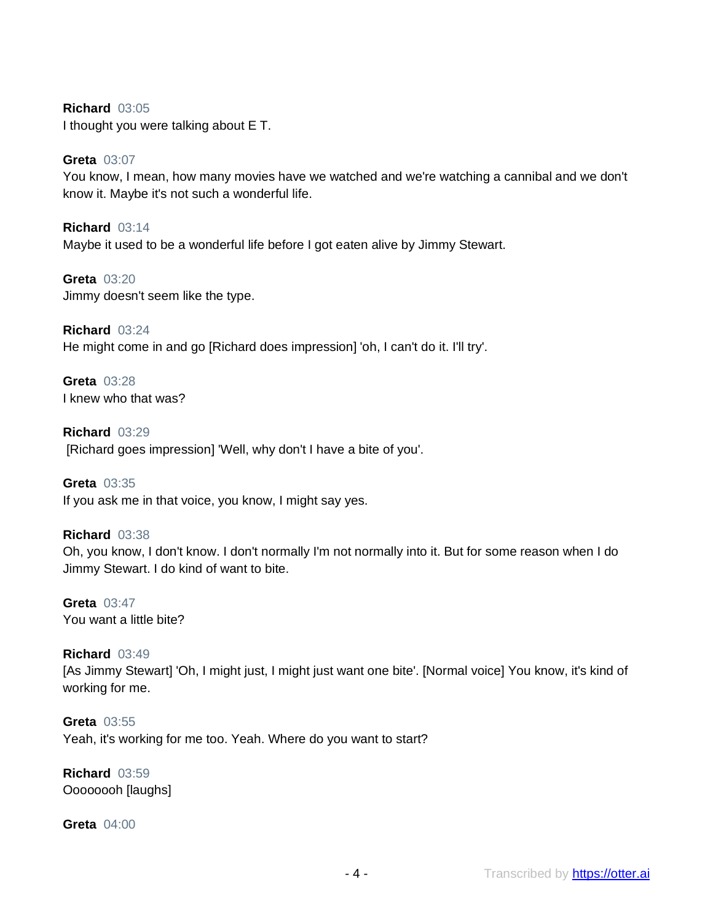**Richard** 03:05
I thought you were talking about E T.

**Greta** 03:07
You know, I mean, how many movies have we watched and we're watching a cannibal and we don't know it. Maybe it's not such a wonderful life.

**Richard** 03:14
Maybe it used to be a wonderful life before I got eaten alive by Jimmy Stewart.

**Greta** 03:20
Jimmy doesn't seem like the type.

**Richard** 03:24
He might come in and go [Richard does impression] 'oh, I can't do it. I'll try'.

**Greta** 03:28
I knew who that was?

**Richard** 03:29
[Richard goes impression] 'Well, why don't I have a bite of you'.

**Greta** 03:35
If you ask me in that voice, you know, I might say yes.

**Richard** 03:38
Oh, you know, I don't know. I don't normally I'm not normally into it. But for some reason when I do Jimmy Stewart. I do kind of want to bite.

**Greta** 03:47
You want a little bite?

**Richard** 03:49
[As Jimmy Stewart] 'Oh, I might just, I might just want one bite'. [Normal voice] You know, it's kind of working for me.

**Greta** 03:55
Yeah, it's working for me too. Yeah. Where do you want to start?

**Richard** 03:59
Oooooooh [laughs]

**Greta** 04:00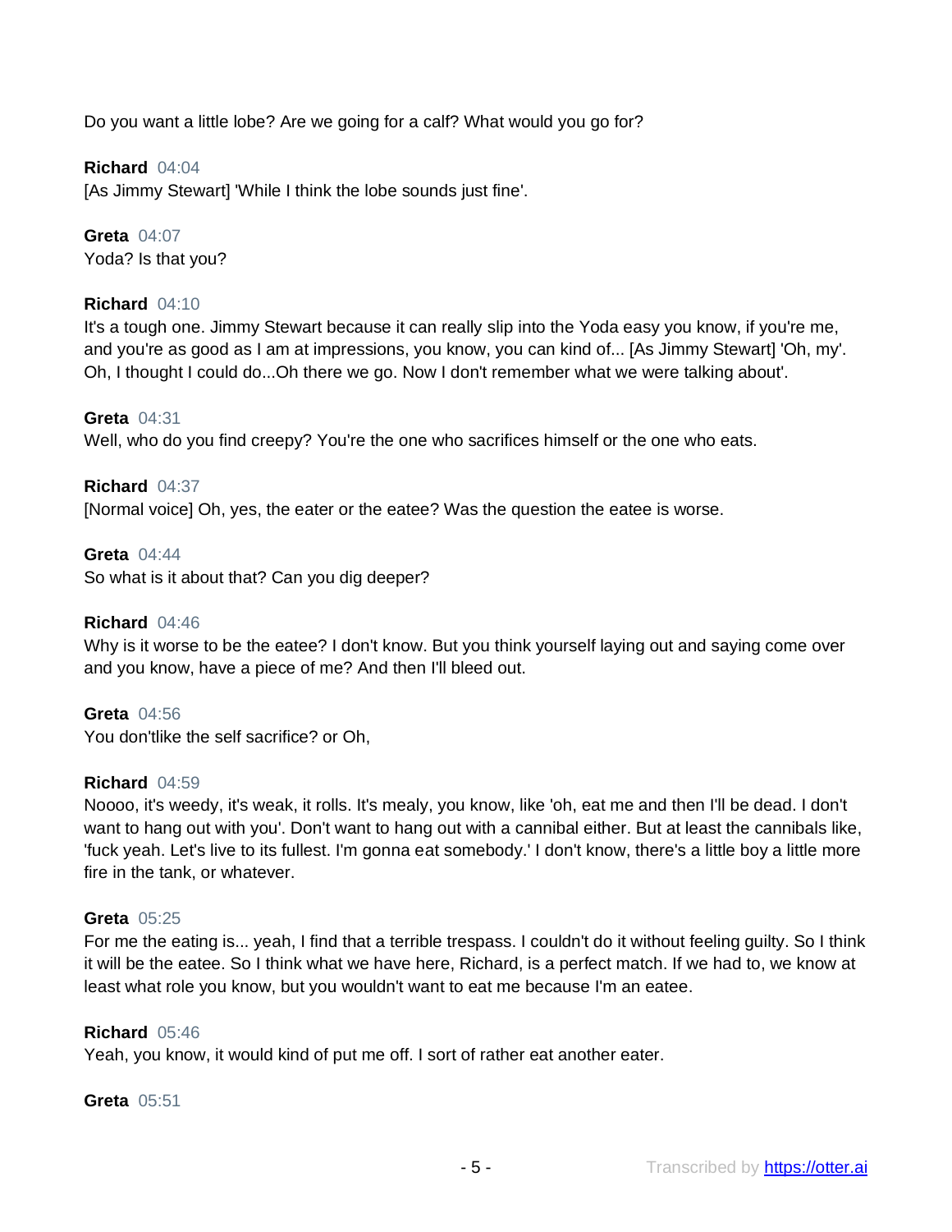Do you want a little lobe? Are we going for a calf? What would you go for?

**Richard** 04:04
[As Jimmy Stewart] 'While I think the lobe sounds just fine'.

**Greta** 04:07
Yoda? Is that you?

**Richard** 04:10
It's a tough one. Jimmy Stewart because it can really slip into the Yoda easy you know, if you're me, and you're as good as I am at impressions, you know, you can kind of... [As Jimmy Stewart] 'Oh, my'. Oh, I thought I could do...Oh there we go. Now I don't remember what we were talking about'.

**Greta** 04:31
Well, who do you find creepy? You're the one who sacrifices himself or the one who eats.

**Richard** 04:37
[Normal voice] Oh, yes, the eater or the eatee? Was the question the eatee is worse.

**Greta** 04:44
So what is it about that? Can you dig deeper?

**Richard** 04:46
Why is it worse to be the eatee? I don't know. But you think yourself laying out and saying come over and you know, have a piece of me? And then I'll bleed out.

**Greta** 04:56
You don'tlike the self sacrifice? or Oh,

**Richard** 04:59
Noooo, it's weedy, it's weak, it rolls. It's mealy, you know, like 'oh, eat me and then I'll be dead. I don't want to hang out with you'. Don't want to hang out with a cannibal either. But at least the cannibals like, 'fuck yeah. Let's live to its fullest. I'm gonna eat somebody.' I don't know, there's a little boy a little more fire in the tank, or whatever.

**Greta** 05:25
For me the eating is... yeah, I find that a terrible trespass. I couldn't do it without feeling guilty. So I think it will be the eatee. So I think what we have here, Richard, is a perfect match. If we had to, we know at least what role you know, but you wouldn't want to eat me because I'm an eatee.

**Richard** 05:46
Yeah, you know, it would kind of put me off. I sort of rather eat another eater.

**Greta** 05:51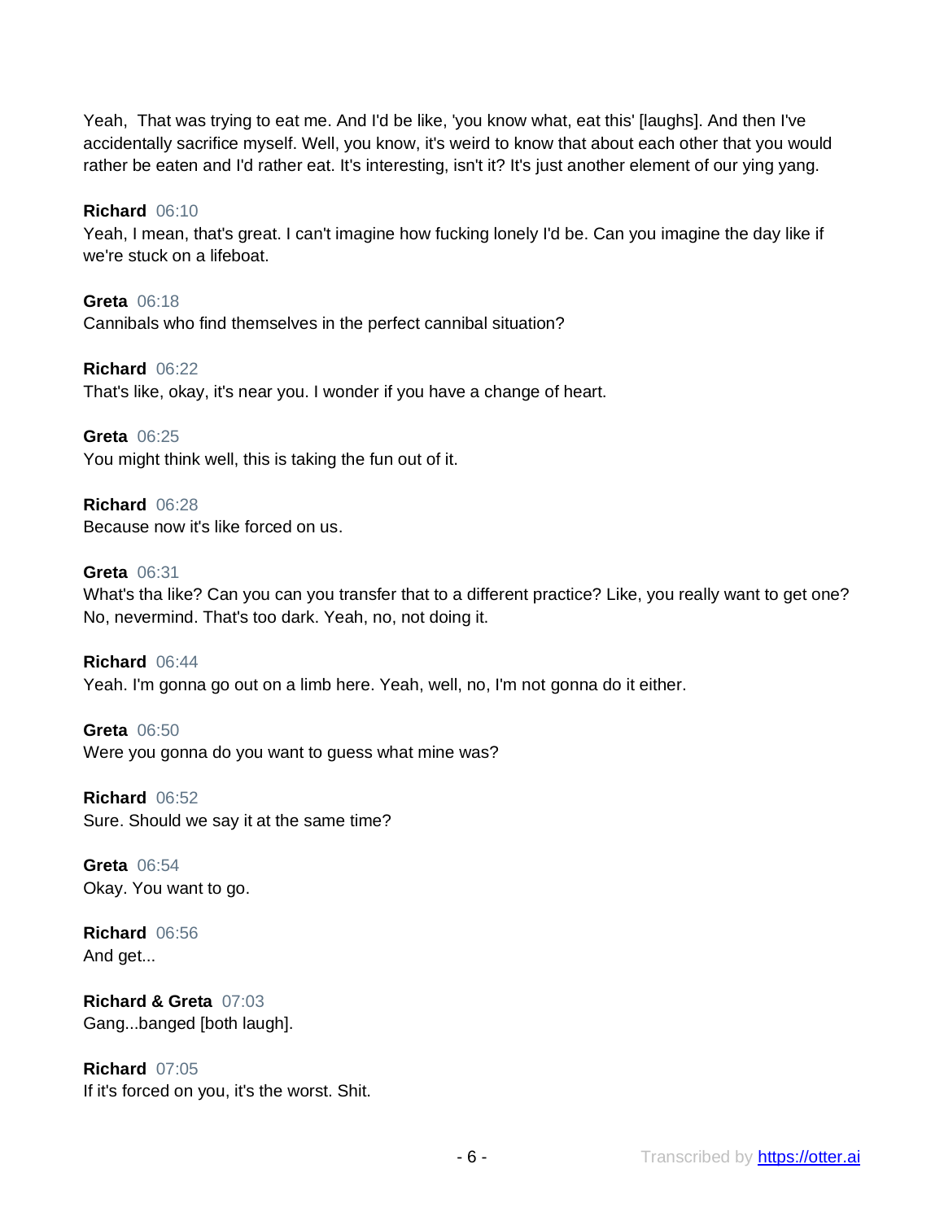Yeah,  That was trying to eat me. And I'd be like, 'you know what, eat this' [laughs]. And then I've accidentally sacrifice myself. Well, you know, it's weird to know that about each other that you would rather be eaten and I'd rather eat. It's interesting, isn't it? It's just another element of our ying yang.

**Richard** 06:10
Yeah, I mean, that's great. I can't imagine how fucking lonely I'd be. Can you imagine the day like if we're stuck on a lifeboat.

**Greta** 06:18
Cannibals who find themselves in the perfect cannibal situation?

**Richard** 06:22
That's like, okay, it's near you. I wonder if you have a change of heart.

**Greta** 06:25
You might think well, this is taking the fun out of it.

**Richard** 06:28
Because now it's like forced on us.

**Greta** 06:31
What's tha like? Can you can you transfer that to a different practice? Like, you really want to get one? No, nevermind. That's too dark. Yeah, no, not doing it.

**Richard** 06:44
Yeah. I'm gonna go out on a limb here. Yeah, well, no, I'm not gonna do it either.

**Greta** 06:50
Were you gonna do you want to guess what mine was?

**Richard** 06:52
Sure. Should we say it at the same time?

**Greta** 06:54
Okay. You want to go.

**Richard** 06:56
And get...

**Richard & Greta** 07:03
Gang...banged [both laugh].

**Richard** 07:05
If it's forced on you, it's the worst. Shit.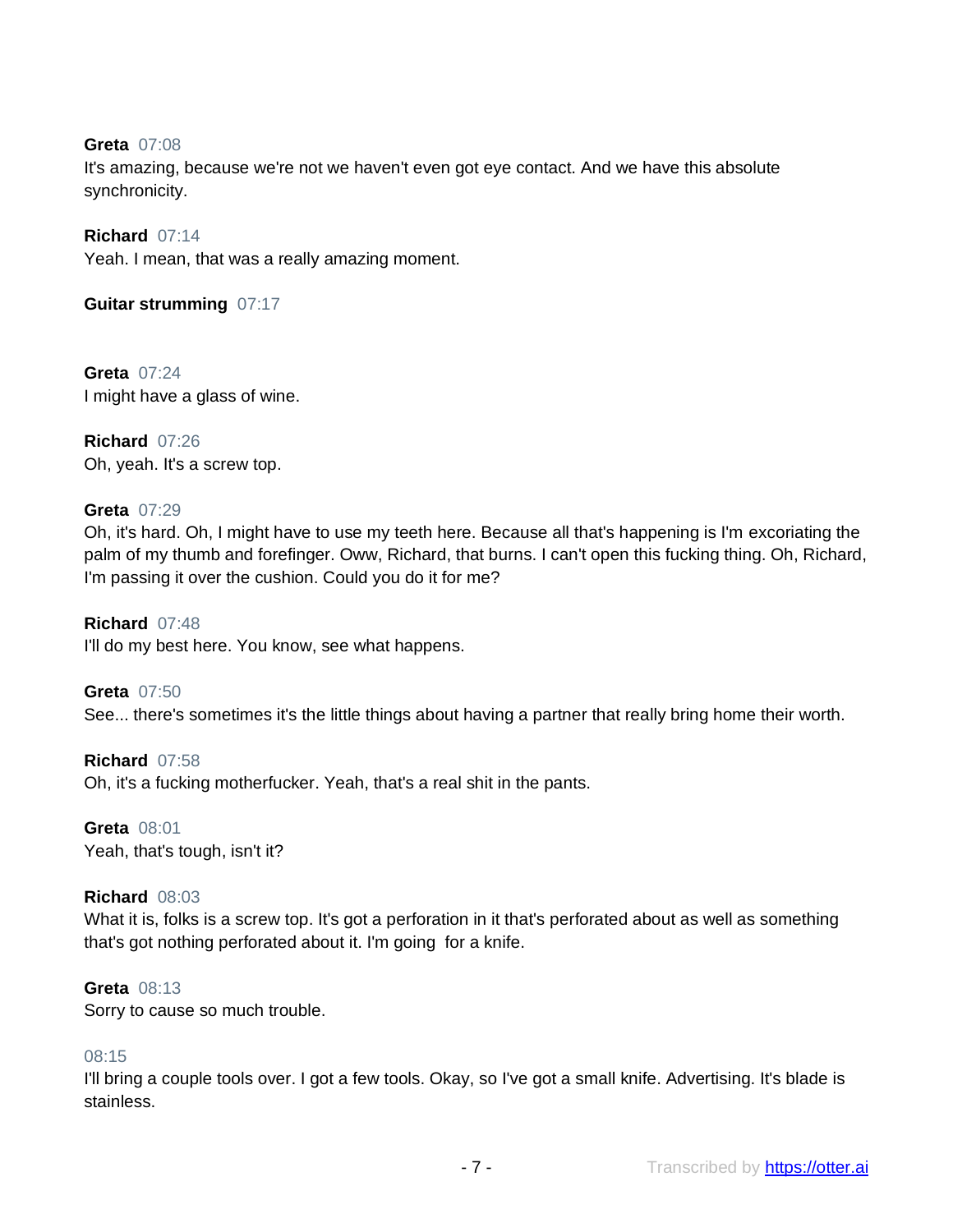**Greta** 07:08
It's amazing, because we're not we haven't even got eye contact. And we have this absolute synchronicity.

**Richard** 07:14
Yeah. I mean, that was a really amazing moment.

**Guitar strumming** 07:17

**Greta** 07:24
I might have a glass of wine.

**Richard** 07:26
Oh, yeah. It's a screw top.

**Greta** 07:29
Oh, it's hard. Oh, I might have to use my teeth here. Because all that's happening is I'm excoriating the palm of my thumb and forefinger. Oww, Richard, that burns. I can't open this fucking thing. Oh, Richard, I'm passing it over the cushion. Could you do it for me?

**Richard** 07:48
I'll do my best here. You know, see what happens.

**Greta** 07:50
See... there's sometimes it's the little things about having a partner that really bring home their worth.

**Richard** 07:58
Oh, it's a fucking motherfucker. Yeah, that's a real shit in the pants.

**Greta** 08:01
Yeah, that's tough, isn't it?

**Richard** 08:03
What it is, folks is a screw top. It's got a perforation in it that's perforated about as well as something that's got nothing perforated about it. I'm going for a knife.

**Greta** 08:13
Sorry to cause so much trouble.

08:15
I'll bring a couple tools over. I got a few tools. Okay, so I've got a small knife. Advertising. It's blade is stainless.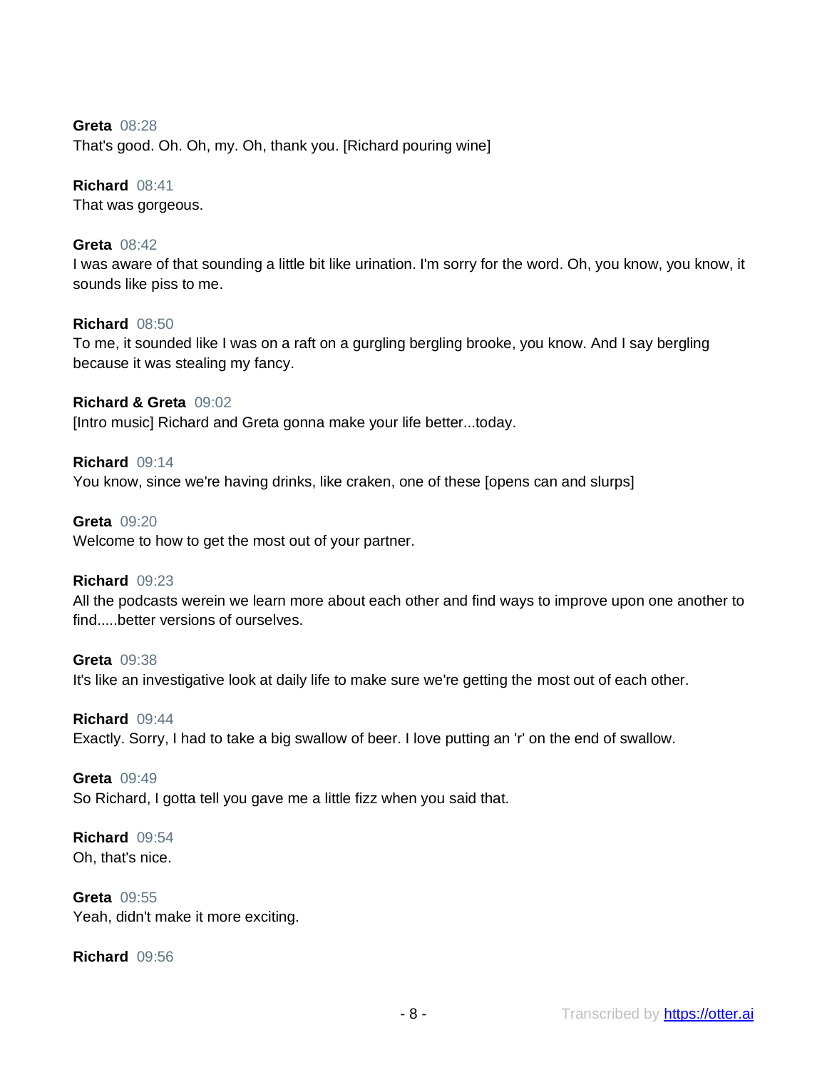**Greta** 08:28
That's good. Oh. Oh, my. Oh, thank you. [Richard pouring wine]

**Richard** 08:41
That was gorgeous.

**Greta** 08:42
I was aware of that sounding a little bit like urination. I'm sorry for the word. Oh, you know, you know, it sounds like piss to me.

**Richard** 08:50
To me, it sounded like I was on a raft on a gurgling bergling brooke, you know. And I say bergling because it was stealing my fancy.

**Richard & Greta** 09:02
[Intro music] Richard and Greta gonna make your life better...today.

**Richard** 09:14
You know, since we're having drinks, like craken, one of these [opens can and slurps]

**Greta** 09:20
Welcome to how to get the most out of your partner.

**Richard** 09:23
All the podcasts werein we learn more about each other and find ways to improve upon one another to find.....better versions of ourselves.

**Greta** 09:38
It's like an investigative look at daily life to make sure we're getting the most out of each other.

**Richard** 09:44
Exactly. Sorry, I had to take a big swallow of beer. I love putting an 'r' on the end of swallow.

**Greta** 09:49
So Richard, I gotta tell you gave me a little fizz when you said that.

**Richard** 09:54
Oh, that's nice.

**Greta** 09:55
Yeah, didn't make it more exciting.

**Richard** 09:56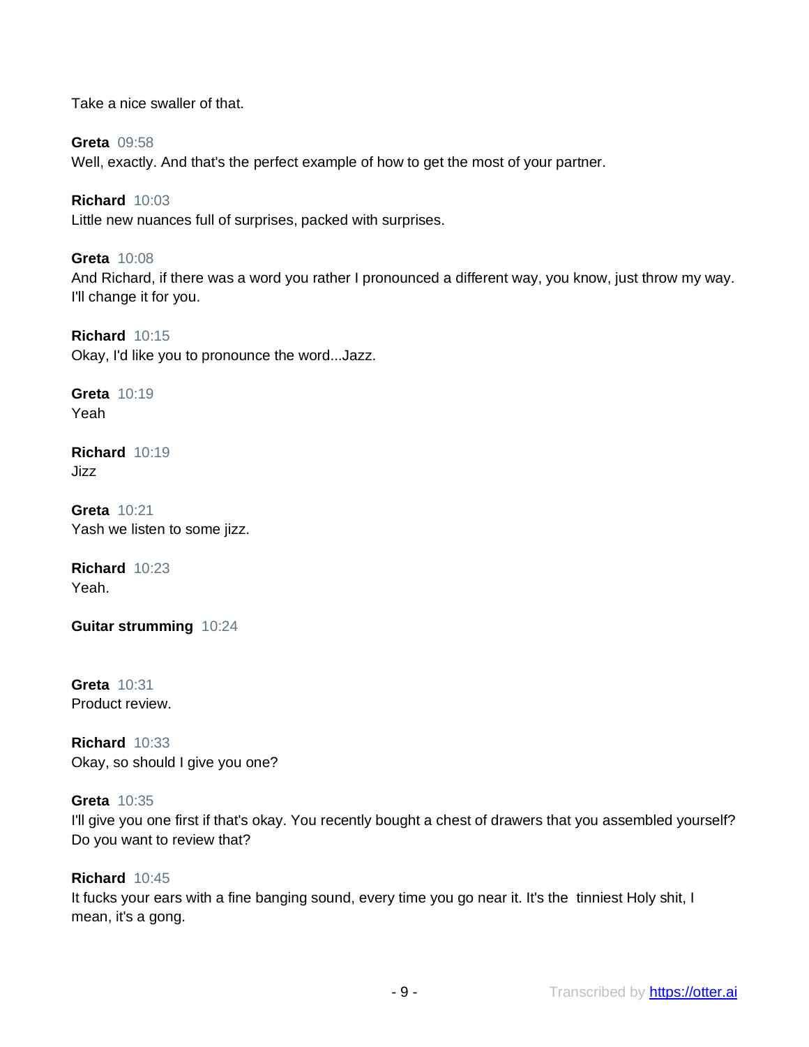Take a nice swaller of that.

**Greta** 09:58
Well, exactly. And that's the perfect example of how to get the most of your partner.

**Richard** 10:03
Little new nuances full of surprises, packed with surprises.

**Greta** 10:08
And Richard, if there was a word you rather I pronounced a different way, you know, just throw my way. I'll change it for you.

**Richard** 10:15
Okay, I'd like you to pronounce the word...Jazz.

**Greta** 10:19
Yeah

**Richard** 10:19
Jizz

**Greta** 10:21
Yash we listen to some jizz.

**Richard** 10:23
Yeah.

**Guitar strumming** 10:24

**Greta** 10:31
Product review.

**Richard** 10:33
Okay, so should I give you one?

**Greta** 10:35
I'll give you one first if that's okay. You recently bought a chest of drawers that you assembled yourself? Do you want to review that?

**Richard** 10:45
It fucks your ears with a fine banging sound, every time you go near it. It's the tinniest Holy shit, I mean, it's a gong.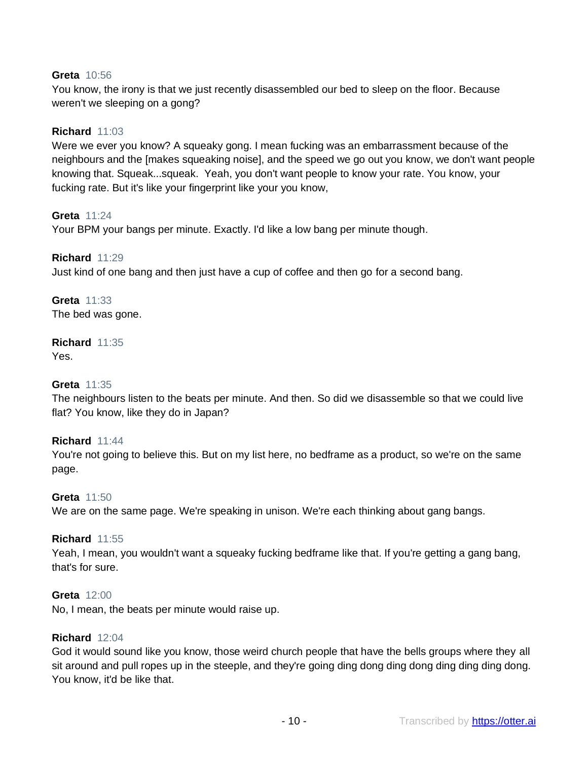**Greta** 10:56
You know, the irony is that we just recently disassembled our bed to sleep on the floor. Because weren't we sleeping on a gong?

**Richard** 11:03
Were we ever you know? A squeaky gong. I mean fucking was an embarrassment because of the neighbours and the [makes squeaking noise], and the speed we go out you know, we don't want people knowing that. Squeak...squeak. Yeah, you don't want people to know your rate. You know, your fucking rate. But it's like your fingerprint like your you know,

**Greta** 11:24
Your BPM your bangs per minute. Exactly. I'd like a low bang per minute though.

**Richard** 11:29
Just kind of one bang and then just have a cup of coffee and then go for a second bang.

**Greta** 11:33
The bed was gone.

**Richard** 11:35
Yes.

**Greta** 11:35
The neighbours listen to the beats per minute. And then. So did we disassemble so that we could live flat? You know, like they do in Japan?

**Richard** 11:44
You're not going to believe this. But on my list here, no bedframe as a product, so we're on the same page.

**Greta** 11:50
We are on the same page. We're speaking in unison. We're each thinking about gang bangs.

**Richard** 11:55
Yeah, I mean, you wouldn't want a squeaky fucking bedframe like that. If you're getting a gang bang, that's for sure.

**Greta** 12:00
No, I mean, the beats per minute would raise up.

**Richard** 12:04
God it would sound like you know, those weird church people that have the bells groups where they all sit around and pull ropes up in the steeple, and they're going ding dong ding dong ding ding ding dong. You know, it'd be like that.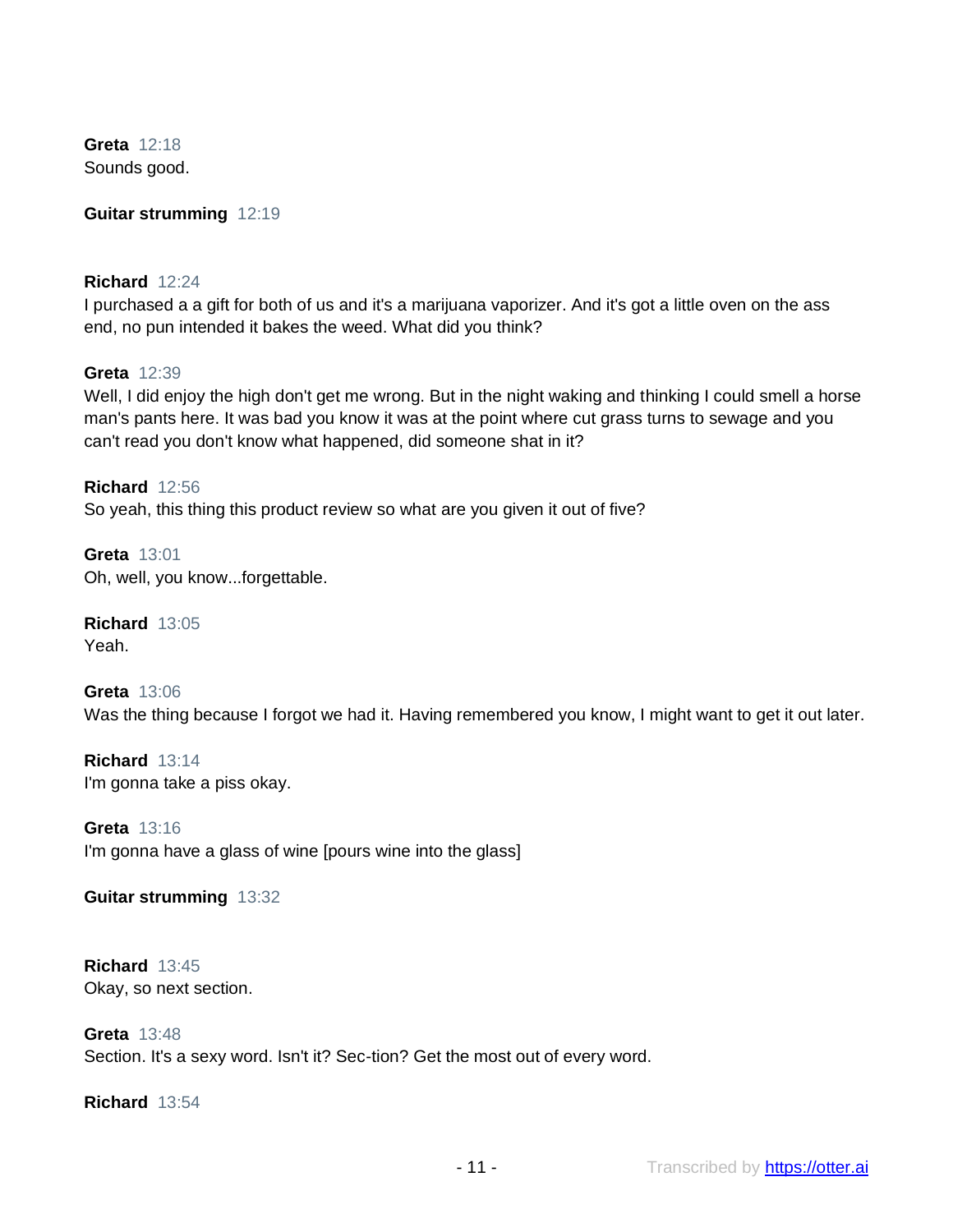**Greta** 12:18
Sounds good.

**Guitar strumming** 12:19

**Richard** 12:24
I purchased a a gift for both of us and it's a marijuana vaporizer. And it's got a little oven on the ass end, no pun intended it bakes the weed. What did you think?

**Greta** 12:39
Well, I did enjoy the high don't get me wrong. But in the night waking and thinking I could smell a horse man's pants here. It was bad you know it was at the point where cut grass turns to sewage and you can't read you don't know what happened, did someone shat in it?

**Richard** 12:56
So yeah, this thing this product review so what are you given it out of five?

**Greta** 13:01
Oh, well, you know...forgettable.

**Richard** 13:05
Yeah.

**Greta** 13:06
Was the thing because I forgot we had it. Having remembered you know, I might want to get it out later.

**Richard** 13:14
I'm gonna take a piss okay.

**Greta** 13:16
I'm gonna have a glass of wine [pours wine into the glass]

**Guitar strumming** 13:32

**Richard** 13:45
Okay, so next section.

**Greta** 13:48
Section. It's a sexy word. Isn't it? Sec-tion? Get the most out of every word.

**Richard** 13:54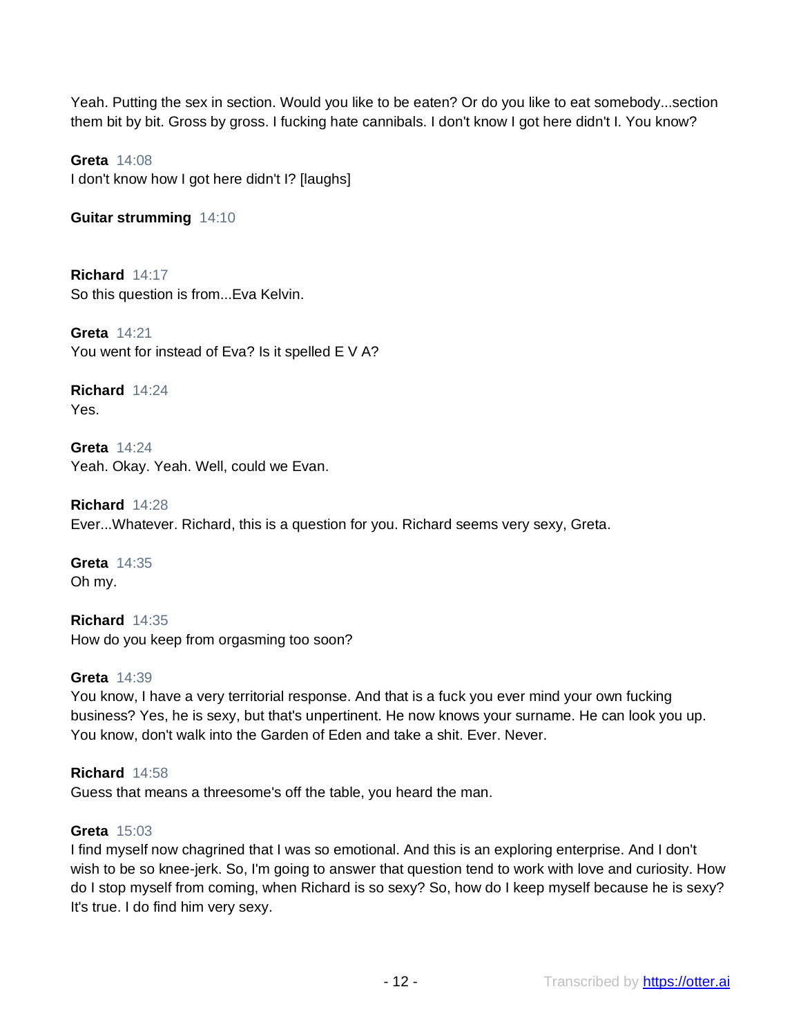Yeah. Putting the sex in section. Would you like to be eaten? Or do you like to eat somebody...section them bit by bit. Gross by gross. I fucking hate cannibals. I don't know I got here didn't I. You know?

**Greta** 14:08
I don't know how I got here didn't I? [laughs]

**Guitar strumming** 14:10

**Richard** 14:17
So this question is from...Eva Kelvin.

**Greta** 14:21
You went for instead of Eva? Is it spelled E V A?

**Richard** 14:24
Yes.

**Greta** 14:24
Yeah. Okay. Yeah. Well, could we Evan.

**Richard** 14:28
Ever...Whatever. Richard, this is a question for you. Richard seems very sexy, Greta.

**Greta** 14:35
Oh my.

**Richard** 14:35
How do you keep from orgasming too soon?

**Greta** 14:39
You know, I have a very territorial response. And that is a fuck you ever mind your own fucking business? Yes, he is sexy, but that's unpertinent. He now knows your surname. He can look you up. You know, don't walk into the Garden of Eden and take a shit. Ever. Never.

**Richard** 14:58
Guess that means a threesome's off the table, you heard the man.

**Greta** 15:03
I find myself now chagrined that I was so emotional. And this is an exploring enterprise. And I don't wish to be so knee-jerk. So, I'm going to answer that question tend to work with love and curiosity. How do I stop myself from coming, when Richard is so sexy? So, how do I keep myself because he is sexy? It's true. I do find him very sexy.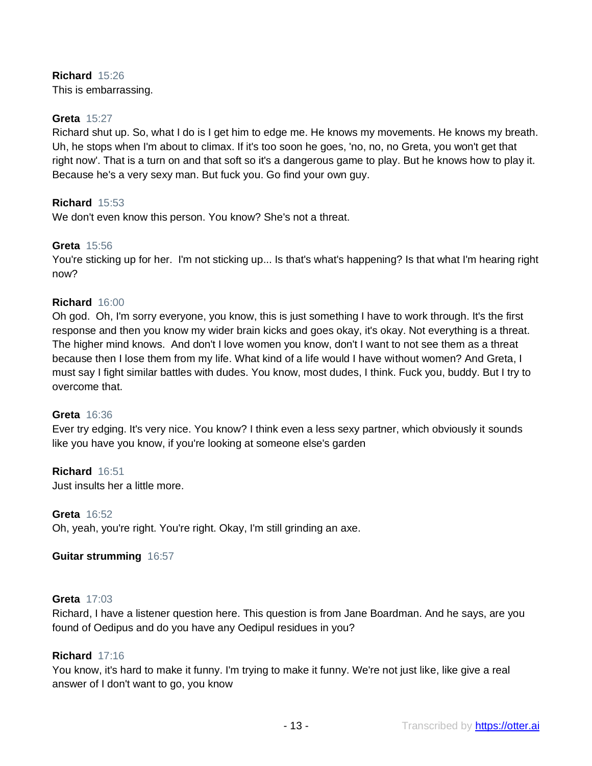**Richard** 15:26
This is embarrassing.

**Greta** 15:27
Richard shut up. So, what I do is I get him to edge me. He knows my movements. He knows my breath. Uh, he stops when I'm about to climax. If it's too soon he goes, 'no, no, no Greta, you won't get that right now'. That is a turn on and that soft so it's a dangerous game to play. But he knows how to play it. Because he's a very sexy man. But fuck you. Go find your own guy.

**Richard** 15:53
We don't even know this person. You know? She's not a threat.

**Greta** 15:56
You're sticking up for her.  I'm not sticking up... Is that's what's happening? Is that what I'm hearing right now?

**Richard** 16:00
Oh god.  Oh, I'm sorry everyone, you know, this is just something I have to work through. It's the first response and then you know my wider brain kicks and goes okay, it's okay. Not everything is a threat. The higher mind knows.  And don't I love women you know, don't I want to not see them as a threat because then I lose them from my life. What kind of a life would I have without women? And Greta, I must say I fight similar battles with dudes. You know, most dudes, I think. Fuck you, buddy. But I try to overcome that.

**Greta** 16:36
Ever try edging. It's very nice. You know? I think even a less sexy partner, which obviously it sounds like you have you know, if you're looking at someone else's garden

**Richard** 16:51
Just insults her a little more.

**Greta** 16:52
Oh, yeah, you're right. You're right. Okay, I'm still grinding an axe.

**Guitar strumming** 16:57

**Greta** 17:03
Richard, I have a listener question here. This question is from Jane Boardman. And he says, are you found of Oedipus and do you have any Oedipul residues in you?

**Richard** 17:16
You know, it's hard to make it funny. I'm trying to make it funny. We're not just like, like give a real answer of I don't want to go, you know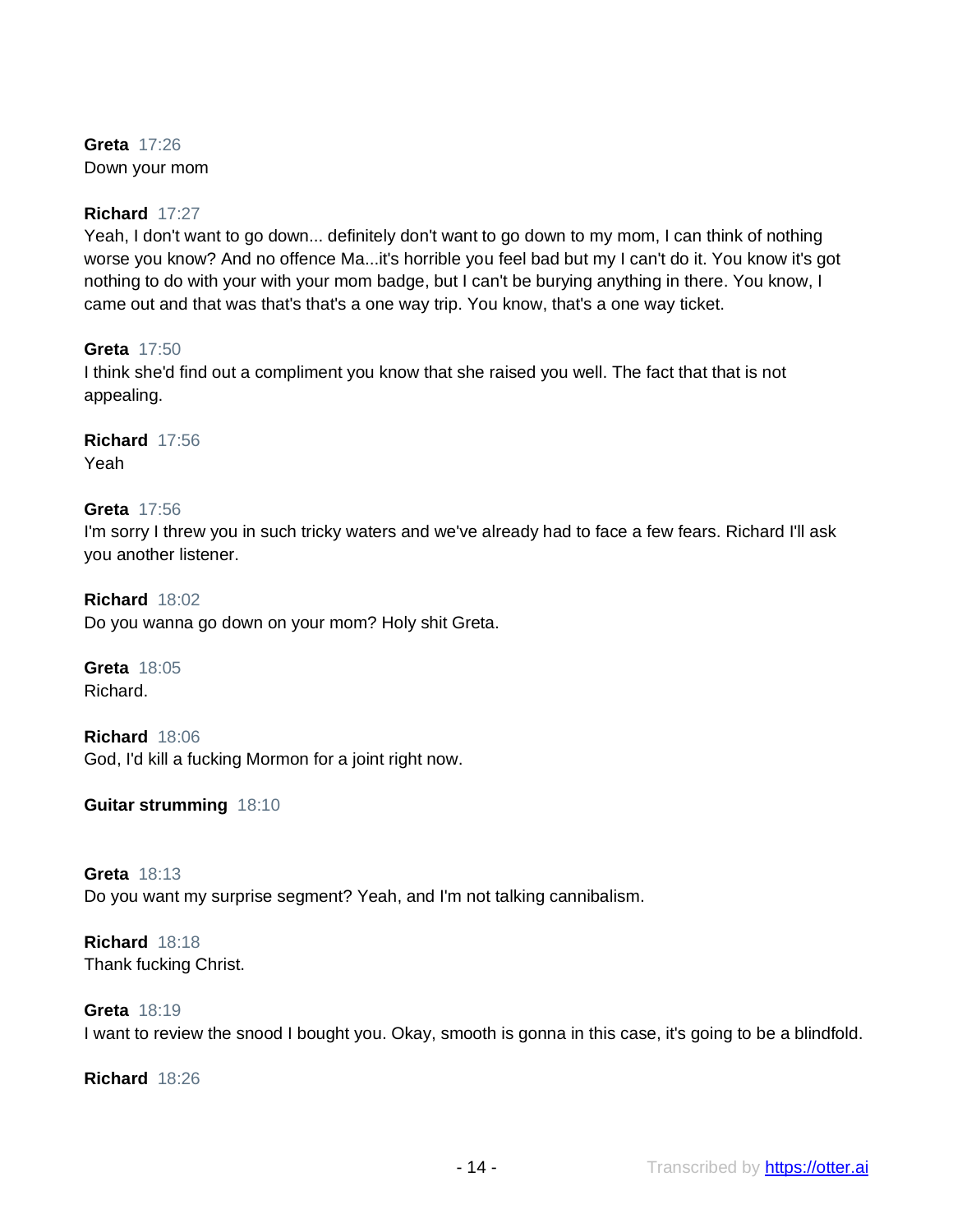**Greta** 17:26
Down your mom

**Richard** 17:27
Yeah, I don't want to go down... definitely don't want to go down to my mom, I can think of nothing worse you know? And no offence Ma...it's horrible you feel bad but my I can't do it. You know it's got nothing to do with your with your mom badge, but I can't be burying anything in there. You know, I came out and that was that's that's a one way trip. You know, that's a one way ticket.

**Greta** 17:50
I think she'd find out a compliment you know that she raised you well. The fact that that is not appealing.

**Richard** 17:56
Yeah

**Greta** 17:56
I'm sorry I threw you in such tricky waters and we've already had to face a few fears. Richard I'll ask you another listener.

**Richard** 18:02
Do you wanna go down on your mom? Holy shit Greta.

**Greta** 18:05
Richard.

**Richard** 18:06
God, I'd kill a fucking Mormon for a joint right now.

**Guitar strumming** 18:10

**Greta** 18:13
Do you want my surprise segment? Yeah, and I'm not talking cannibalism.

**Richard** 18:18
Thank fucking Christ.

**Greta** 18:19
I want to review the snood I bought you. Okay, smooth is gonna in this case, it's going to be a blindfold.

**Richard** 18:26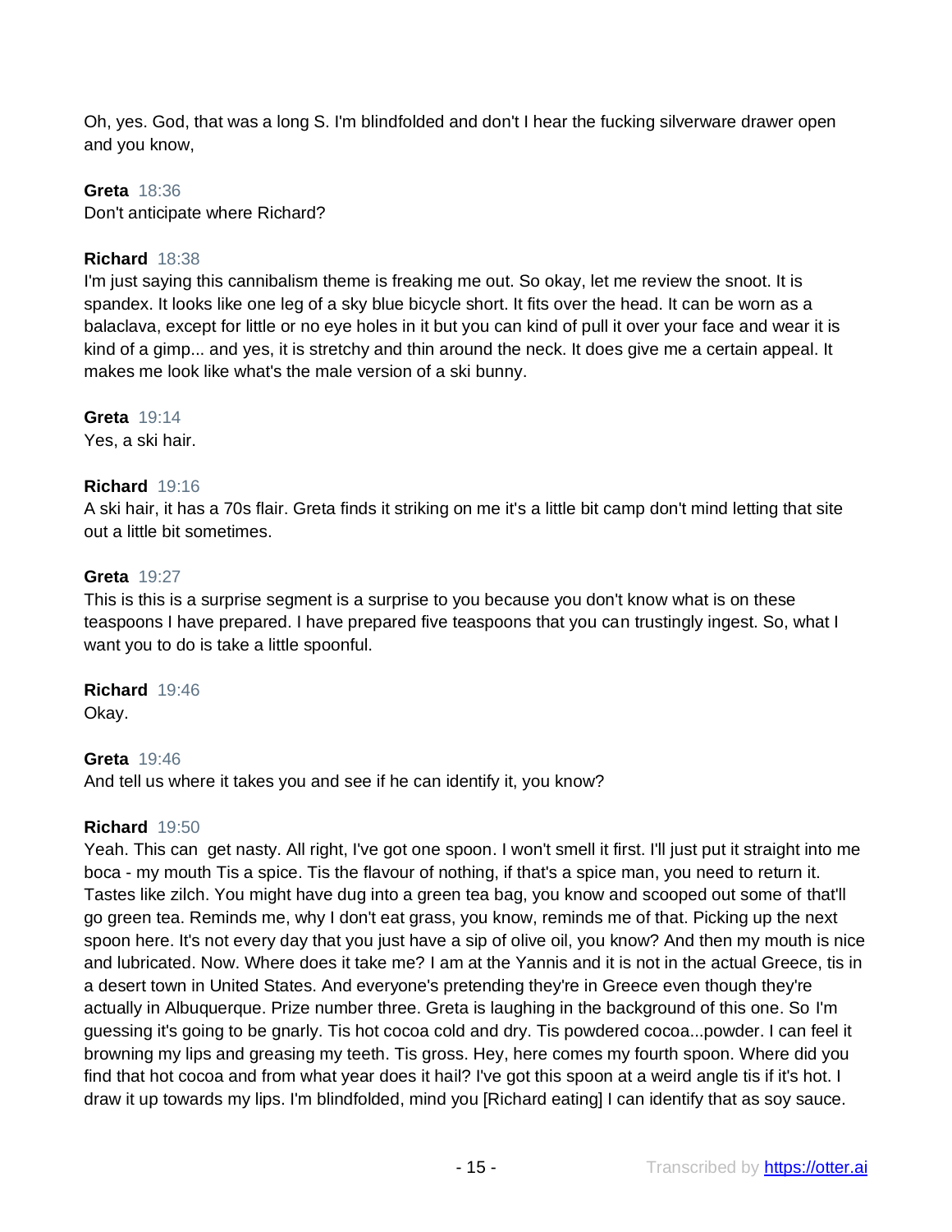Oh, yes. God, that was a long S. I'm blindfolded and don't I hear the fucking silverware drawer open and you know,

**Greta** 18:36
Don't anticipate where Richard?

**Richard** 18:38
I'm just saying this cannibalism theme is freaking me out. So okay, let me review the snoot. It is spandex. It looks like one leg of a sky blue bicycle short. It fits over the head. It can be worn as a balaclava, except for little or no eye holes in it but you can kind of pull it over your face and wear it is kind of a gimp... and yes, it is stretchy and thin around the neck. It does give me a certain appeal. It makes me look like what's the male version of a ski bunny.

**Greta** 19:14
Yes, a ski hair.

**Richard** 19:16
A ski hair, it has a 70s flair. Greta finds it striking on me it's a little bit camp don't mind letting that site out a little bit sometimes.

**Greta** 19:27
This is this is a surprise segment is a surprise to you because you don't know what is on these teaspoons I have prepared. I have prepared five teaspoons that you can trustingly ingest. So, what I want you to do is take a little spoonful.

**Richard** 19:46
Okay.

**Greta** 19:46
And tell us where it takes you and see if he can identify it, you know?

**Richard** 19:50
Yeah. This can get nasty. All right, I've got one spoon. I won't smell it first. I'll just put it straight into me boca - my mouth Tis a spice. Tis the flavour of nothing, if that's a spice man, you need to return it. Tastes like zilch. You might have dug into a green tea bag, you know and scooped out some of that'll go green tea. Reminds me, why I don't eat grass, you know, reminds me of that. Picking up the next spoon here. It's not every day that you just have a sip of olive oil, you know? And then my mouth is nice and lubricated. Now. Where does it take me? I am at the Yannis and it is not in the actual Greece, tis in a desert town in United States. And everyone's pretending they're in Greece even though they're actually in Albuquerque. Prize number three. Greta is laughing in the background of this one. So I'm guessing it's going to be gnarly. Tis hot cocoa cold and dry. Tis powdered cocoa...powder. I can feel it browning my lips and greasing my teeth. Tis gross. Hey, here comes my fourth spoon. Where did you find that hot cocoa and from what year does it hail? I've got this spoon at a weird angle tis if it's hot. I draw it up towards my lips. I'm blindfolded, mind you [Richard eating] I can identify that as soy sauce.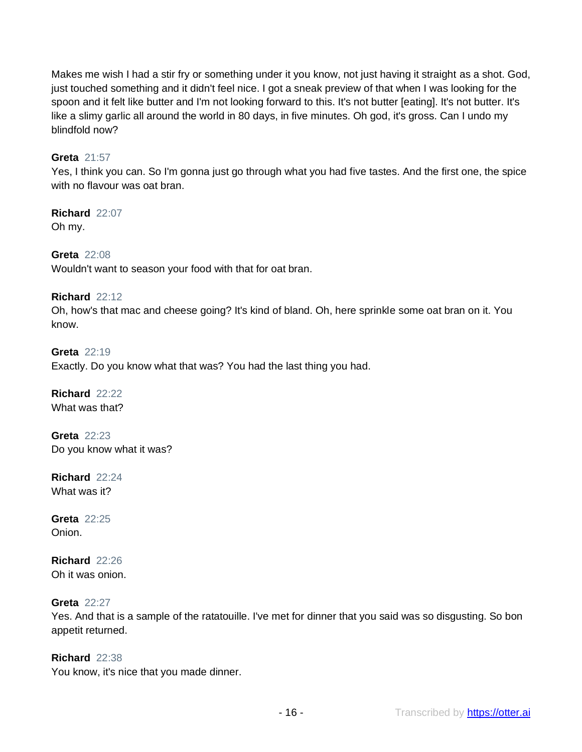Makes me wish I had a stir fry or something under it you know, not just having it straight as a shot. God, just touched something and it didn't feel nice. I got a sneak preview of that when I was looking for the spoon and it felt like butter and I'm not looking forward to this. It's not butter [eating]. It's not butter. It's like a slimy garlic all around the world in 80 days, in five minutes. Oh god, it's gross. Can I undo my blindfold now?

**Greta** 21:57
Yes, I think you can. So I'm gonna just go through what you had five tastes. And the first one, the spice with no flavour was oat bran.

**Richard** 22:07
Oh my.

**Greta** 22:08
Wouldn't want to season your food with that for oat bran.

**Richard** 22:12
Oh, how's that mac and cheese going? It's kind of bland. Oh, here sprinkle some oat bran on it. You know.

**Greta** 22:19
Exactly. Do you know what that was? You had the last thing you had.

**Richard** 22:22
What was that?

**Greta** 22:23
Do you know what it was?

**Richard** 22:24
What was it?

**Greta** 22:25
Onion.

**Richard** 22:26
Oh it was onion.

**Greta** 22:27
Yes. And that is a sample of the ratatouille. I've met for dinner that you said was so disgusting. So bon appetit returned.

**Richard** 22:38
You know, it's nice that you made dinner.

Transcribed by https://otter.ai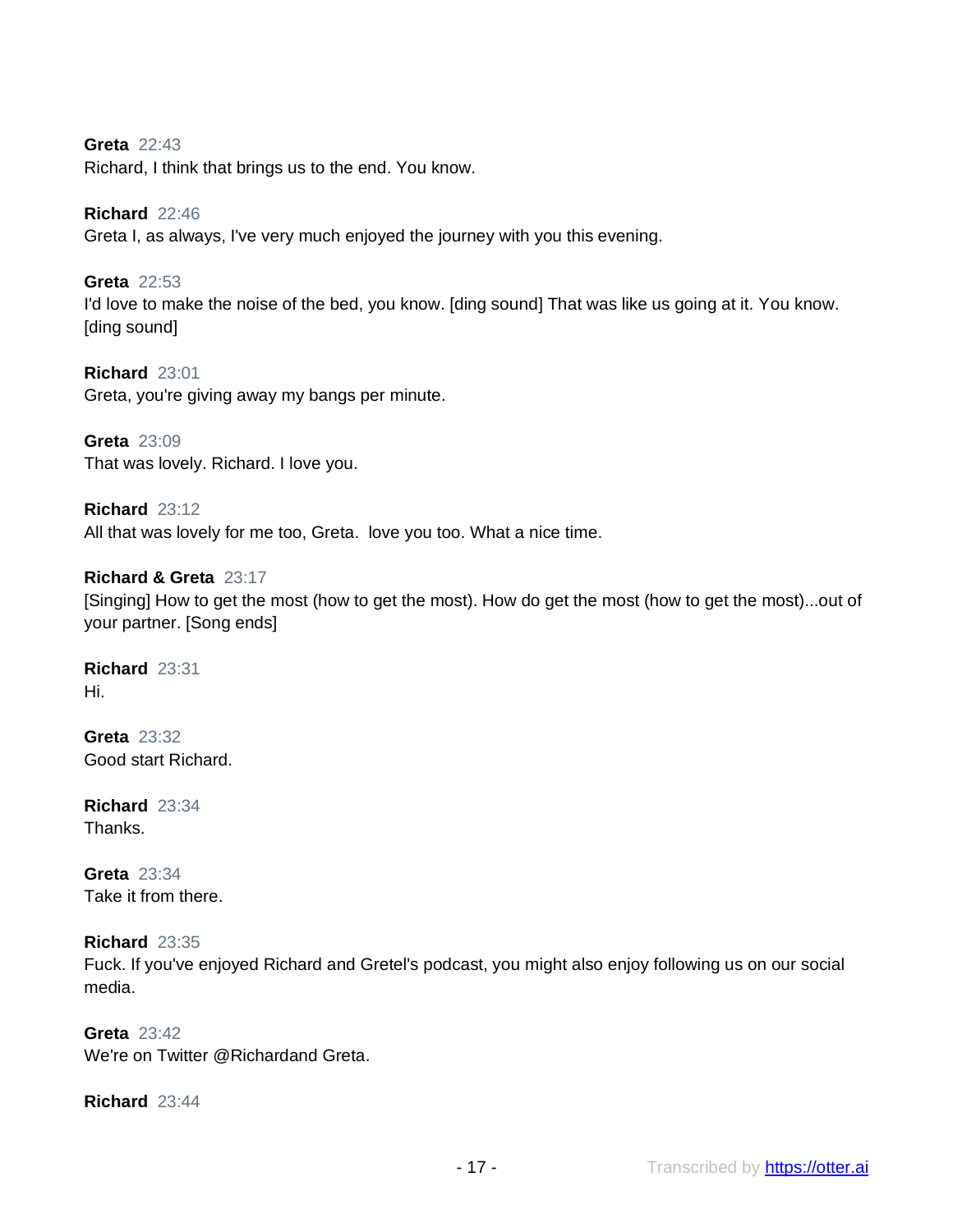**Greta** 22:43
Richard, I think that brings us to the end. You know.

**Richard** 22:46
Greta I, as always, I've very much enjoyed the journey with you this evening.

**Greta** 22:53
I'd love to make the noise of the bed, you know. [ding sound] That was like us going at it. You know. [ding sound]

**Richard** 23:01
Greta, you're giving away my bangs per minute.

**Greta** 23:09
That was lovely. Richard. I love you.

**Richard** 23:12
All that was lovely for me too, Greta.  love you too. What a nice time.

**Richard & Greta** 23:17
[Singing] How to get the most (how to get the most). How do get the most (how to get the most)...out of your partner. [Song ends]

**Richard** 23:31
Hi.

**Greta** 23:32
Good start Richard.

**Richard** 23:34
Thanks.

**Greta** 23:34
Take it from there.

**Richard** 23:35
Fuck. If you've enjoyed Richard and Gretel's podcast, you might also enjoy following us on our social media.

**Greta** 23:42
We're on Twitter @Richardand Greta.

**Richard** 23:44

Transcribed by https://otter.ai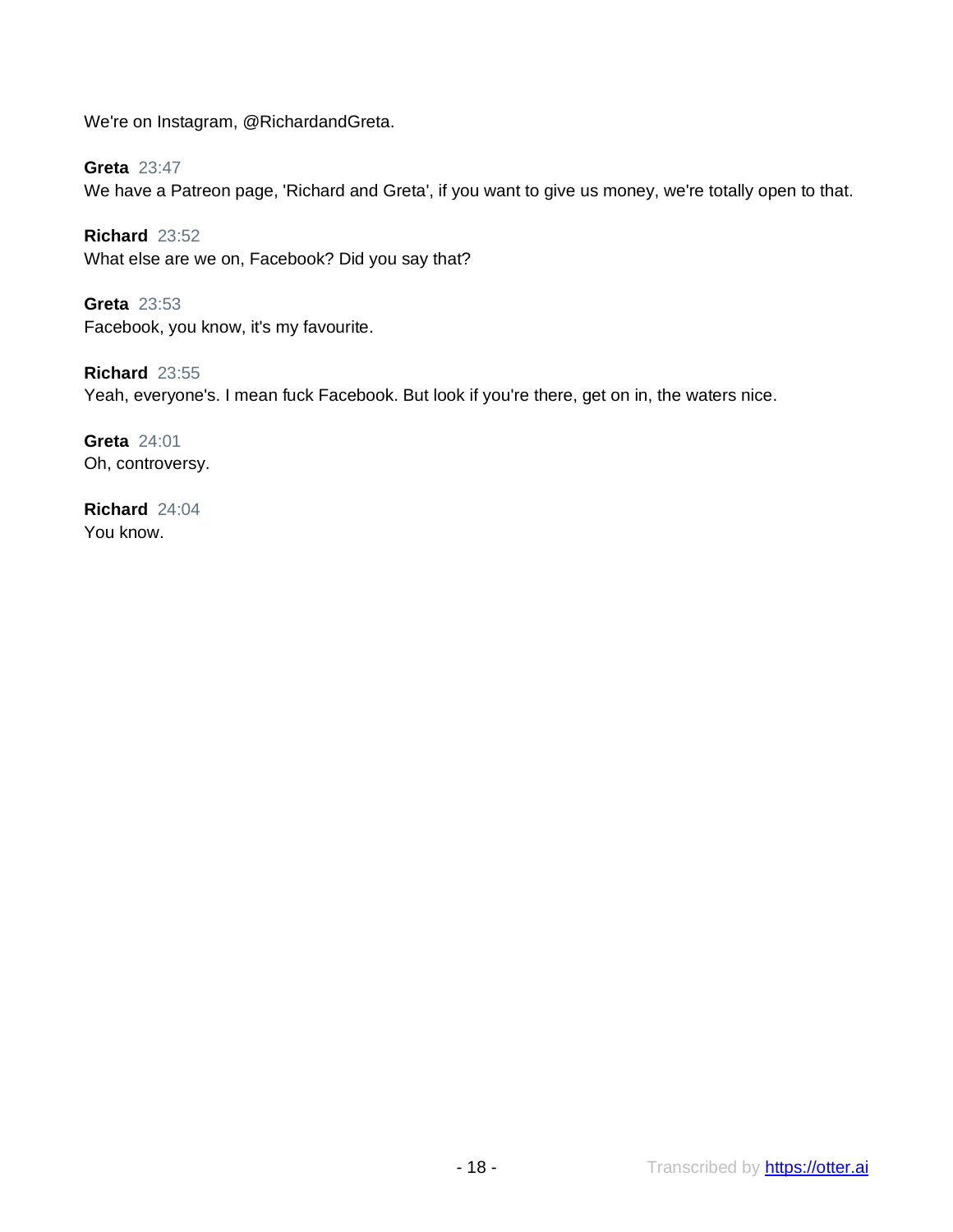We're on Instagram, @RichardandGreta.

**Greta** 23:47
We have a Patreon page, 'Richard and Greta', if you want to give us money, we're totally open to that.

**Richard** 23:52
What else are we on, Facebook? Did you say that?

**Greta** 23:53
Facebook, you know, it's my favourite.

**Richard** 23:55
Yeah, everyone's. I mean fuck Facebook. But look if you're there, get on in, the waters nice.

**Greta** 24:01
Oh, controversy.

**Richard** 24:04
You know.

Transcribed by https://otter.ai